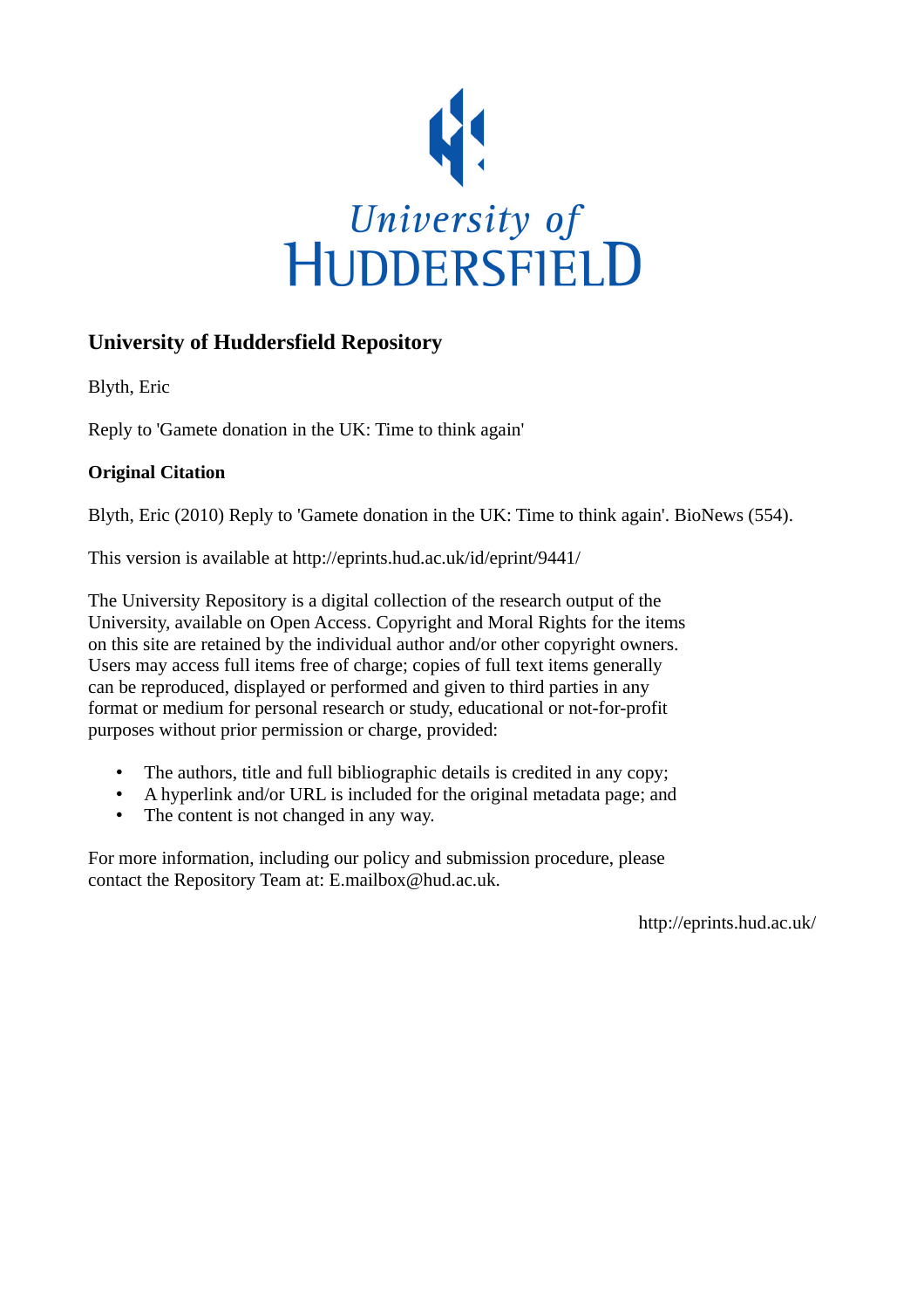University of HUDDERSFIELD

## University of Huddersfield Repository

Blyth, Eric

Reply to 'Gamete donation in the UK: Time to think again'

### Original Citation

Blyth, Eric (2010) Reply to 'Gamete donation in the UK: Time to think again'. BioNews (554).

This version is available at http://eprints.hud.ac.uk/id/eprint/9441/

The University Repository is a digital collection of the research output of the University, available on Open Access. Copyright and Moral Rights for the items on this site are retained by the individual author and/or other copyright owners. Users may access full items free of charge; copies of full text items generally can be reproduced, displayed or performed and given to third parties in any format or medium for personal research or study, educational or not-for-profit purposes without prior permission or charge, provided:

- The authors, title and full bibliographic details is credited in any copy;
- A hyperlink and/or URL is included for the original metadata page; and
- The content is not changed in any way.

For more information, including our policy and submission procedure, please contact the Repository Team at: E.mailbox@hud.ac.uk.

http://eprints.hud.ac.uk/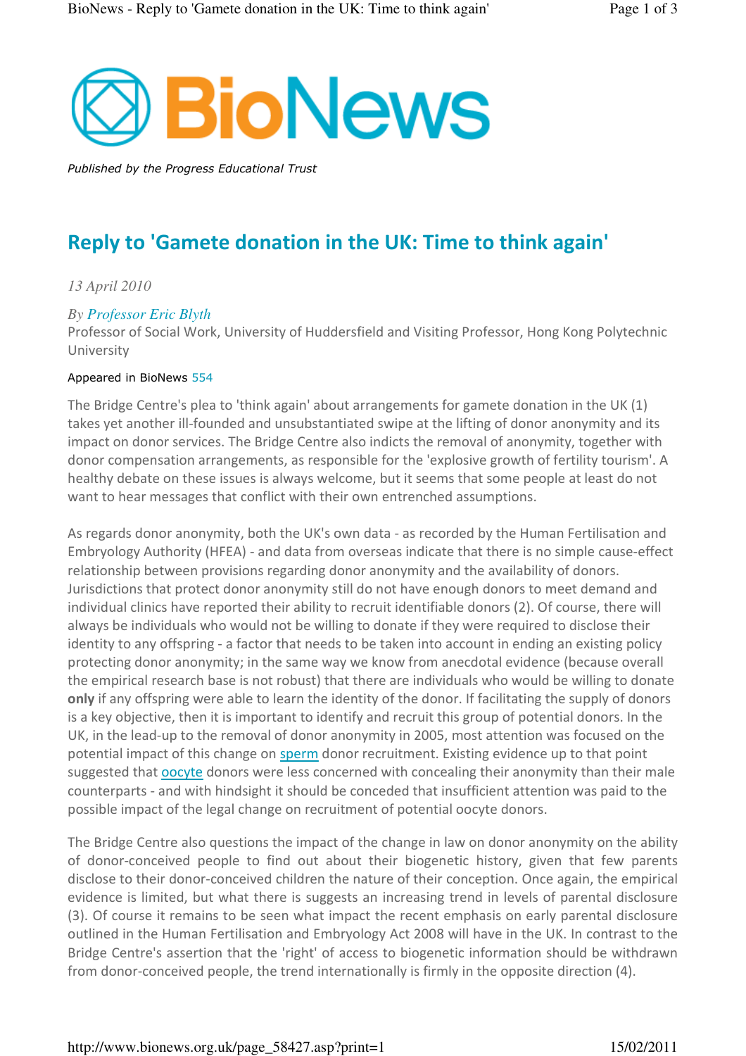Published by the Progress Educational Trust

# Reply to 'Gamete donation in the UK: Time to think again'

*13 April 2010*

*By Professor Eric Blyth*
Professor of Social Work, University of Huddersfield and Visiting Professor, Hong Kong Polytechnic University

Appeared in BioNews 554

The Bridge Centre's plea to 'think again' about arrangements for gamete donation in the UK (1) takes yet another ill-founded and unsubstantiated swipe at the lifting of donor anonymity and its impact on donor services. The Bridge Centre also indicts the removal of anonymity, together with donor compensation arrangements, as responsible for the 'explosive growth of fertility tourism'. A healthy debate on these issues is always welcome, but it seems that some people at least do not want to hear messages that conflict with their own entrenched assumptions.

As regards donor anonymity, both the UK's own data - as recorded by the Human Fertilisation and Embryology Authority (HFEA) - and data from overseas indicate that there is no simple cause-effect relationship between provisions regarding donor anonymity and the availability of donors. Jurisdictions that protect donor anonymity still do not have enough donors to meet demand and individual clinics have reported their ability to recruit identifiable donors (2). Of course, there will always be individuals who would not be willing to donate if they were required to disclose their identity to any offspring - a factor that needs to be taken into account in ending an existing policy protecting donor anonymity; in the same way we know from anecdotal evidence (because overall the empirical research base is not robust) that there are individuals who would be willing to donate **only** if any offspring were able to learn the identity of the donor. If facilitating the supply of donors is a key objective, then it is important to identify and recruit this group of potential donors. In the UK, in the lead-up to the removal of donor anonymity in 2005, most attention was focused on the potential impact of this change on sperm donor recruitment. Existing evidence up to that point suggested that oocyte donors were less concerned with concealing their anonymity than their male counterparts - and with hindsight it should be conceded that insufficient attention was paid to the possible impact of the legal change on recruitment of potential oocyte donors.

The Bridge Centre also questions the impact of the change in law on donor anonymity on the ability of donor-conceived people to find out about their biogenetic history, given that few parents disclose to their donor-conceived children the nature of their conception. Once again, the empirical evidence is limited, but what there is suggests an increasing trend in levels of parental disclosure (3). Of course it remains to be seen what impact the recent emphasis on early parental disclosure outlined in the Human Fertilisation and Embryology Act 2008 will have in the UK. In contrast to the Bridge Centre's assertion that the 'right' of access to biogenetic information should be withdrawn from donor-conceived people, the trend internationally is firmly in the opposite direction (4).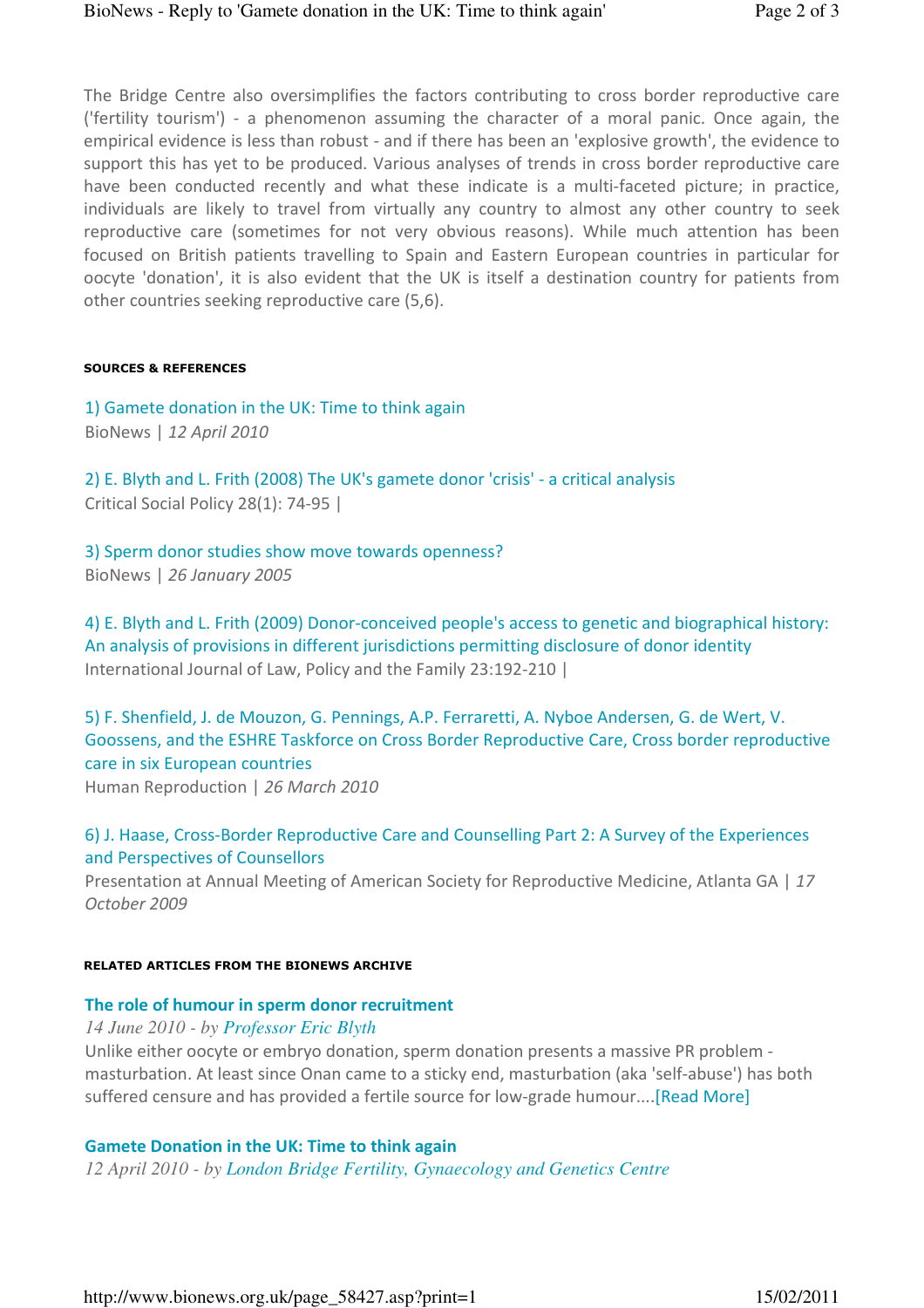The Bridge Centre also oversimplifies the factors contributing to cross border reproductive care ('fertility tourism') - a phenomenon assuming the character of a moral panic. Once again, the empirical evidence is less than robust - and if there has been an 'explosive growth', the evidence to support this has yet to be produced. Various analyses of trends in cross border reproductive care have been conducted recently and what these indicate is a multi-faceted picture; in practice, individuals are likely to travel from virtually any country to almost any other country to seek reproductive care (sometimes for not very obvious reasons). While much attention has been focused on British patients travelling to Spain and Eastern European countries in particular for oocyte 'donation', it is also evident that the UK is itself a destination country for patients from other countries seeking reproductive care (5,6).

##### SOURCES & REFERENCES

1) Gamete donation in the UK: Time to think again
BioNews | *12 April 2010*

2) E. Blyth and L. Frith (2008) The UK's gamete donor 'crisis' - a critical analysis
Critical Social Policy 28(1): 74-95 |

3) Sperm donor studies show move towards openness?
BioNews | *26 January 2005*

4) E. Blyth and L. Frith (2009) Donor-conceived people's access to genetic and biographical history: An analysis of provisions in different jurisdictions permitting disclosure of donor identity
International Journal of Law, Policy and the Family 23:192-210 |

5) F. Shenfield, J. de Mouzon, G. Pennings, A.P. Ferraretti, A. Nyboe Andersen, G. de Wert, V. Goossens, and the ESHRE Taskforce on Cross Border Reproductive Care, Cross border reproductive care in six European countries
Human Reproduction | *26 March 2010*

6) J. Haase, Cross-Border Reproductive Care and Counselling Part 2: A Survey of the Experiences and Perspectives of Counsellors
Presentation at Annual Meeting of American Society for Reproductive Medicine, Atlanta GA | *17 October 2009*

##### RELATED ARTICLES FROM THE BIONEWS ARCHIVE

**The role of humour in sperm donor recruitment**
*14 June 2010 - by Professor Eric Blyth*
Unlike either oocyte or embryo donation, sperm donation presents a massive PR problem - masturbation. At least since Onan came to a sticky end, masturbation (aka 'self-abuse') has both suffered censure and has provided a fertile source for low-grade humour....[Read More]

**Gamete Donation in the UK: Time to think again**
*12 April 2010 - by London Bridge Fertility, Gynaecology and Genetics Centre*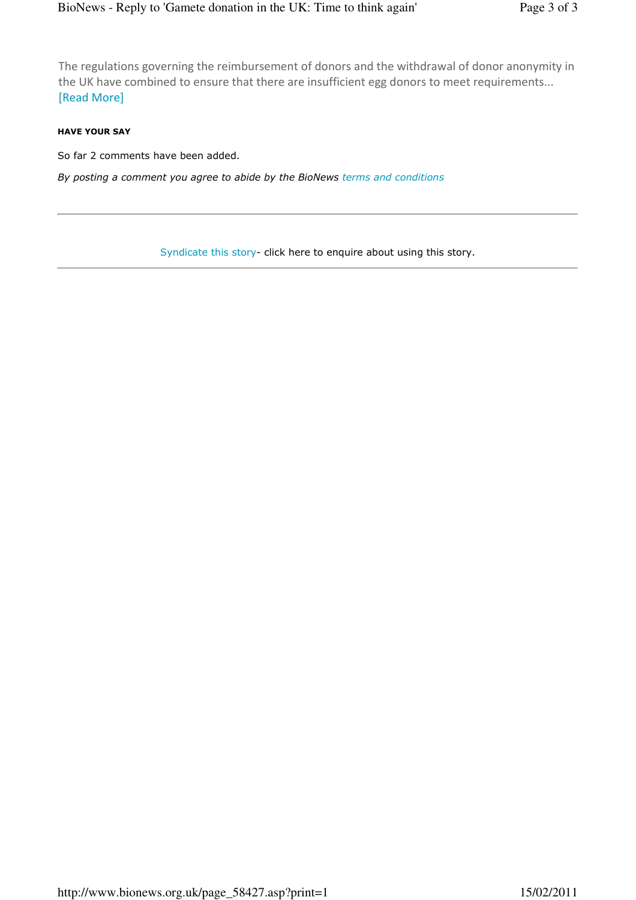The regulations governing the reimbursement of donors and the withdrawal of donor anonymity in the UK have combined to ensure that there are insufficient egg donors to meet requirements... [Read More]

**HAVE YOUR SAY**

So far 2 comments have been added.

*By posting a comment you agree to abide by the BioNews terms and conditions*

---

Syndicate this story- click here to enquire about using this story.

---